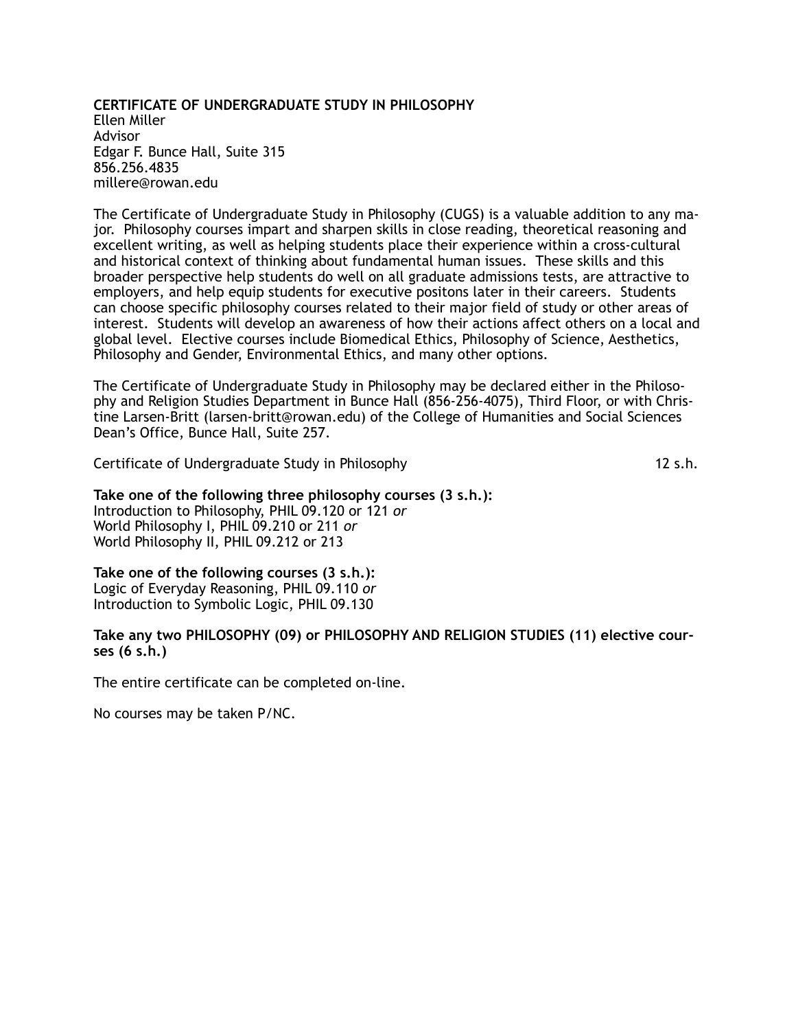**CERTIFICATE OF UNDERGRADUATE STUDY IN PHILOSOPHY**
Ellen Miller
Advisor
Edgar F. Bunce Hall, Suite 315
856.256.4835
millere@rowan.edu

The Certificate of Undergraduate Study in Philosophy (CUGS) is a valuable addition to any major. Philosophy courses impart and sharpen skills in close reading, theoretical reasoning and excellent writing, as well as helping students place their experience within a cross-cultural and historical context of thinking about fundamental human issues. These skills and this broader perspective help students do well on all graduate admissions tests, are attractive to employers, and help equip students for executive positons later in their careers. Students can choose specific philosophy courses related to their major field of study or other areas of interest. Students will develop an awareness of how their actions affect others on a local and global level. Elective courses include Biomedical Ethics, Philosophy of Science, Aesthetics, Philosophy and Gender, Environmental Ethics, and many other options.

The Certificate of Undergraduate Study in Philosophy may be declared either in the Philosophy and Religion Studies Department in Bunce Hall (856-256-4075), Third Floor, or with Christine Larsen-Britt (larsen-britt@rowan.edu) of the College of Humanities and Social Sciences Dean's Office, Bunce Hall, Suite 257.

Certificate of Undergraduate Study in Philosophy 12 s.h.

**Take one of the following three philosophy courses (3 s.h.):**
Introduction to Philosophy, PHIL 09.120 or 121 *or*
World Philosophy I, PHIL 09.210 or 211 *or*
World Philosophy II, PHIL 09.212 or 213

**Take one of the following courses (3 s.h.):**
Logic of Everyday Reasoning, PHIL 09.110 *or*
Introduction to Symbolic Logic, PHIL 09.130

**Take any two PHILOSOPHY (09) or PHILOSOPHY AND RELIGION STUDIES (11) elective courses (6 s.h.)**

The entire certificate can be completed on-line.

No courses may be taken P/NC.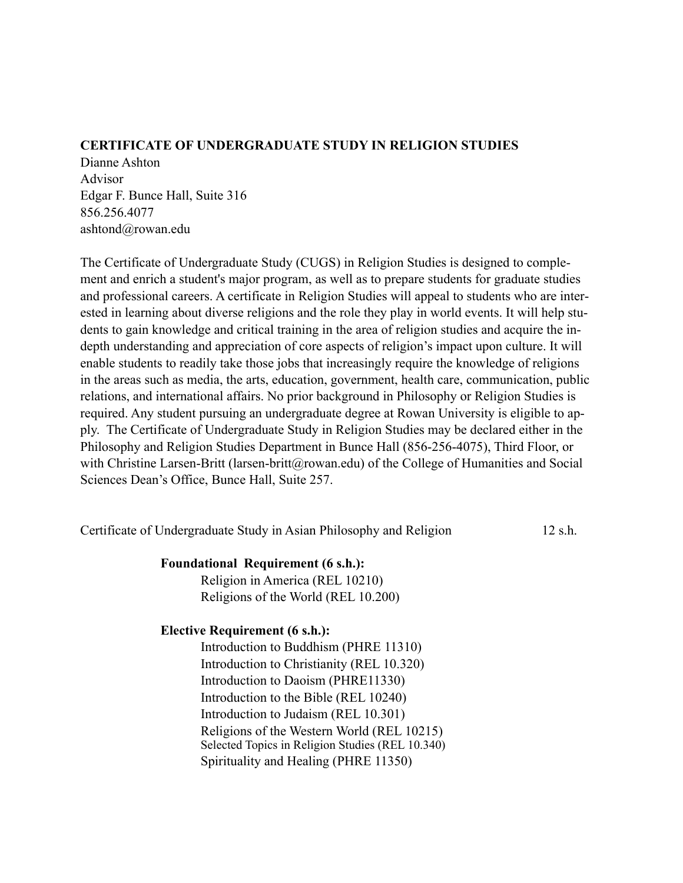## CERTIFICATE OF UNDERGRADUATE STUDY IN RELIGION STUDIES

Dianne Ashton
Advisor
Edgar F. Bunce Hall, Suite 316
856.256.4077
ashtond@rowan.edu

The Certificate of Undergraduate Study (CUGS) in Religion Studies is designed to complement and enrich a student's major program, as well as to prepare students for graduate studies and professional careers. A certificate in Religion Studies will appeal to students who are interested in learning about diverse religions and the role they play in world events. It will help students to gain knowledge and critical training in the area of religion studies and acquire the in-depth understanding and appreciation of core aspects of religion's impact upon culture. It will enable students to readily take those jobs that increasingly require the knowledge of religions in the areas such as media, the arts, education, government, health care, communication, public relations, and international affairs. No prior background in Philosophy or Religion Studies is required. Any student pursuing an undergraduate degree at Rowan University is eligible to apply. The Certificate of Undergraduate Study in Religion Studies may be declared either in the Philosophy and Religion Studies Department in Bunce Hall (856-256-4075), Third Floor, or with Christine Larsen-Britt (larsen-britt@rowan.edu) of the College of Humanities and Social Sciences Dean's Office, Bunce Hall, Suite 257.

Certificate of Undergraduate Study in Asian Philosophy and Religion 12 s.h.

**Foundational Requirement (6 s.h.):**

- Religion in America (REL 10210)
- Religions of the World (REL 10.200)

**Elective Requirement (6 s.h.):**

- Introduction to Buddhism (PHRE 11310)
- Introduction to Christianity (REL 10.320)
- Introduction to Daoism (PHRE11330)
- Introduction to the Bible (REL 10240)
- Introduction to Judaism (REL 10.301)
- Religions of the Western World (REL 10215)
- Selected Topics in Religion Studies (REL 10.340)
- Spirituality and Healing (PHRE 11350)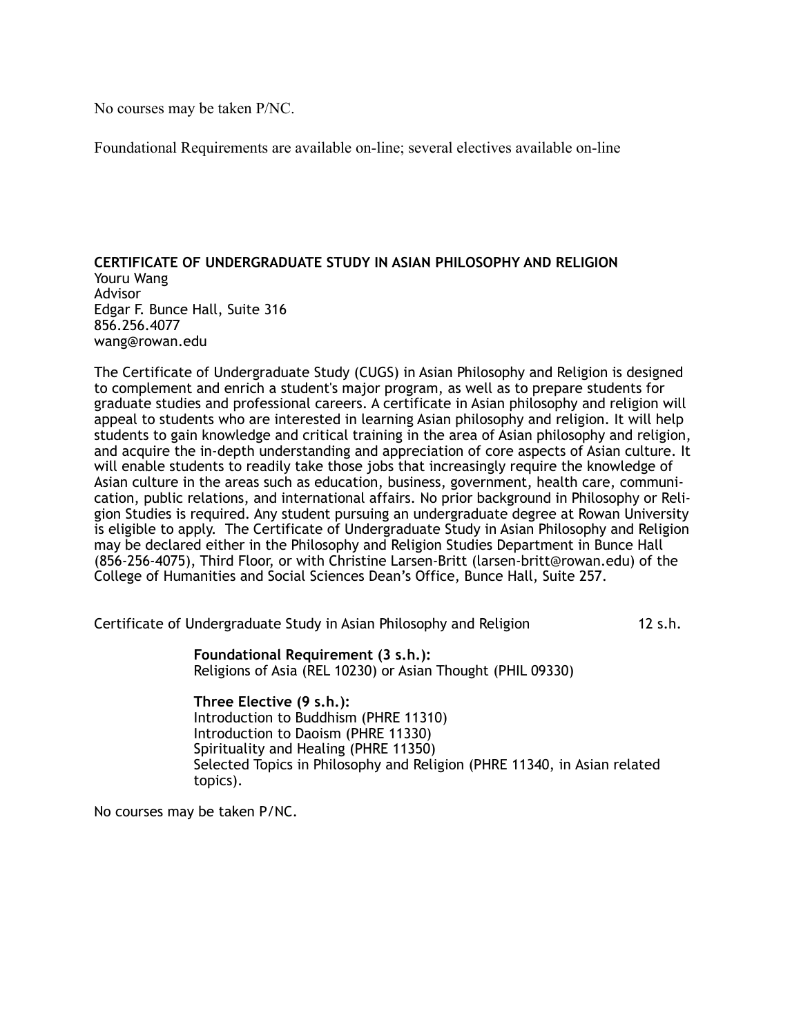No courses may be taken P/NC.

Foundational Requirements are available on-line; several electives available on-line

## CERTIFICATE OF UNDERGRADUATE STUDY IN ASIAN PHILOSOPHY AND RELIGION

Youru Wang
Advisor
Edgar F. Bunce Hall, Suite 316
856.256.4077
wang@rowan.edu

The Certificate of Undergraduate Study (CUGS) in Asian Philosophy and Religion is designed to complement and enrich a student's major program, as well as to prepare students for graduate studies and professional careers. A certificate in Asian philosophy and religion will appeal to students who are interested in learning Asian philosophy and religion. It will help students to gain knowledge and critical training in the area of Asian philosophy and religion, and acquire the in-depth understanding and appreciation of core aspects of Asian culture. It will enable students to readily take those jobs that increasingly require the knowledge of Asian culture in the areas such as education, business, government, health care, communication, public relations, and international affairs. No prior background in Philosophy or Religion Studies is required. Any student pursuing an undergraduate degree at Rowan University is eligible to apply. The Certificate of Undergraduate Study in Asian Philosophy and Religion may be declared either in the Philosophy and Religion Studies Department in Bunce Hall (856-256-4075), Third Floor, or with Christine Larsen-Britt (larsen-britt@rowan.edu) of the College of Humanities and Social Sciences Dean's Office, Bunce Hall, Suite 257.

Certificate of Undergraduate Study in Asian Philosophy and Religion 12 s.h.

**Foundational Requirement (3 s.h.):**
Religions of Asia (REL 10230) or Asian Thought (PHIL 09330)

**Three Elective (9 s.h.):**
Introduction to Buddhism (PHRE 11310)
Introduction to Daoism (PHRE 11330)
Spirituality and Healing (PHRE 11350)
Selected Topics in Philosophy and Religion (PHRE 11340, in Asian related topics).

No courses may be taken P/NC.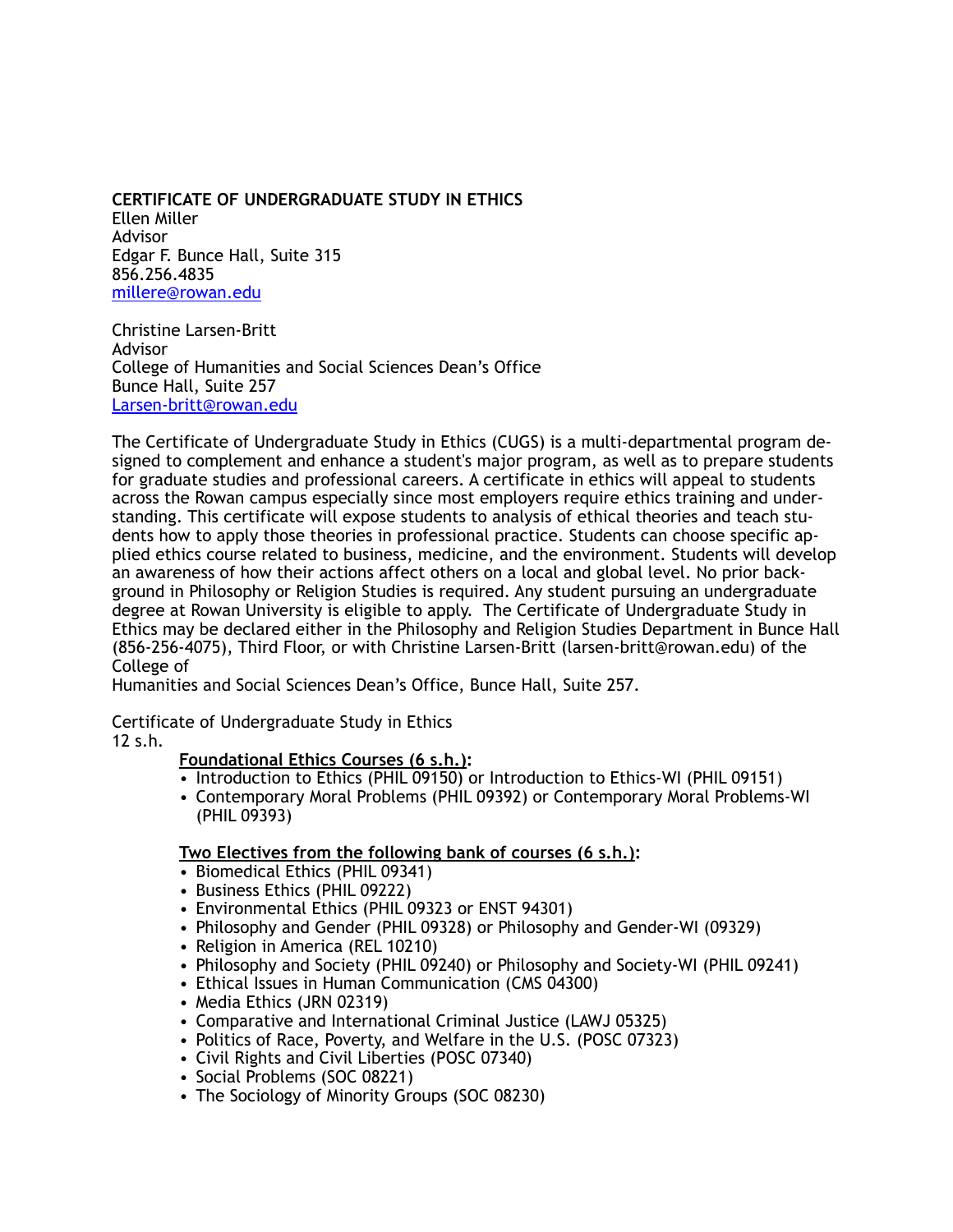**CERTIFICATE OF UNDERGRADUATE STUDY IN ETHICS**
Ellen Miller
Advisor
Edgar F. Bunce Hall, Suite 315
856.256.4835
millere@rowan.edu

Christine Larsen-Britt
Advisor
College of Humanities and Social Sciences Dean's Office
Bunce Hall, Suite 257
Larsen-britt@rowan.edu

The Certificate of Undergraduate Study in Ethics (CUGS) is a multi-departmental program designed to complement and enhance a student's major program, as well as to prepare students for graduate studies and professional careers. A certificate in ethics will appeal to students across the Rowan campus especially since most employers require ethics training and understanding. This certificate will expose students to analysis of ethical theories and teach students how to apply those theories in professional practice. Students can choose specific applied ethics course related to business, medicine, and the environment. Students will develop an awareness of how their actions affect others on a local and global level. No prior background in Philosophy or Religion Studies is required. Any student pursuing an undergraduate degree at Rowan University is eligible to apply. The Certificate of Undergraduate Study in Ethics may be declared either in the Philosophy and Religion Studies Department in Bunce Hall (856-256-4075), Third Floor, or with Christine Larsen-Britt (larsen-britt@rowan.edu) of the College of
Humanities and Social Sciences Dean's Office, Bunce Hall, Suite 257.

Certificate of Undergraduate Study in Ethics
12 s.h.

**Foundational Ethics Courses (6 s.h.):**

- Introduction to Ethics (PHIL 09150) or Introduction to Ethics-WI (PHIL 09151)
- Contemporary Moral Problems (PHIL 09392) or Contemporary Moral Problems-WI (PHIL 09393)

**Two Electives from the following bank of courses (6 s.h.):**

- Biomedical Ethics (PHIL 09341)
- Business Ethics (PHIL 09222)
- Environmental Ethics (PHIL 09323 or ENST 94301)
- Philosophy and Gender (PHIL 09328) or Philosophy and Gender-WI (09329)
- Religion in America (REL 10210)
- Philosophy and Society (PHIL 09240) or Philosophy and Society-WI (PHIL 09241)
- Ethical Issues in Human Communication (CMS 04300)
- Media Ethics (JRN 02319)
- Comparative and International Criminal Justice (LAWJ 05325)
- Politics of Race, Poverty, and Welfare in the U.S. (POSC 07323)
- Civil Rights and Civil Liberties (POSC 07340)
- Social Problems (SOC 08221)
- The Sociology of Minority Groups (SOC 08230)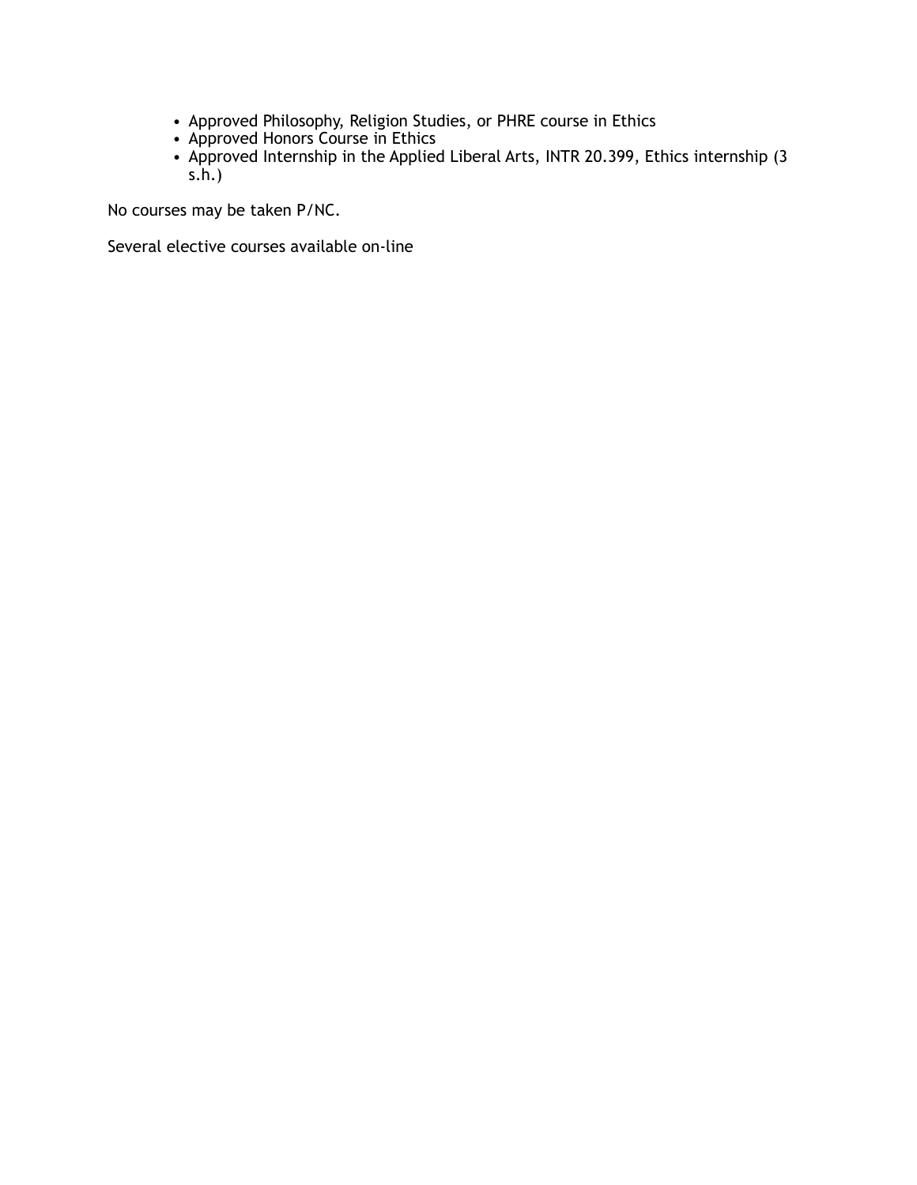- Approved Philosophy, Religion Studies, or PHRE course in Ethics
- Approved Honors Course in Ethics
- Approved Internship in the Applied Liberal Arts, INTR 20.399, Ethics internship (3 s.h.)

No courses may be taken P/NC.

Several elective courses available on-line